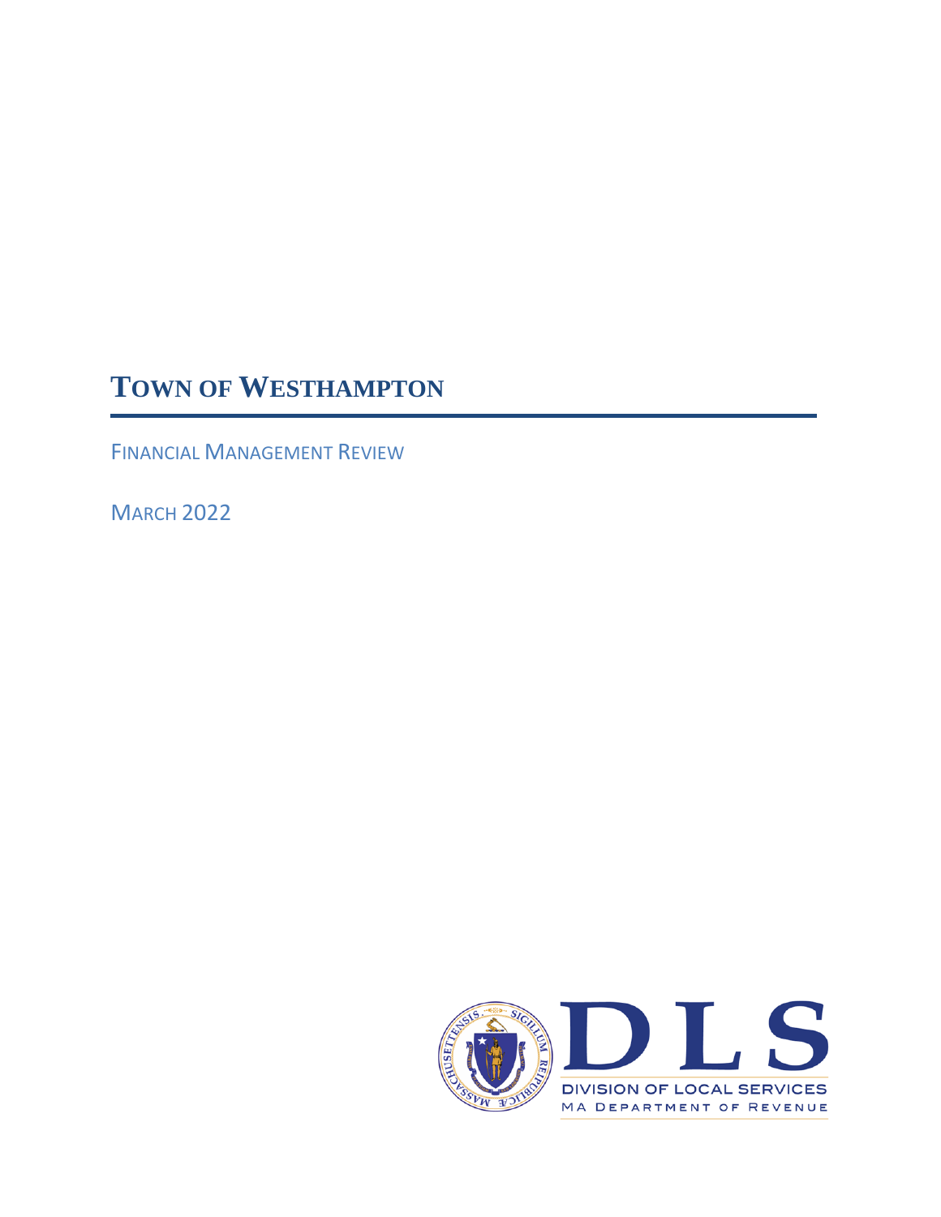# TOWN OF WESTHAMPTON

FINANCIAL MANAGEMENT REVIEW

MARCH 2022

DLS

DIVISION OF LOCAL SERVICES

MA DEPARTMENT OF REVENUE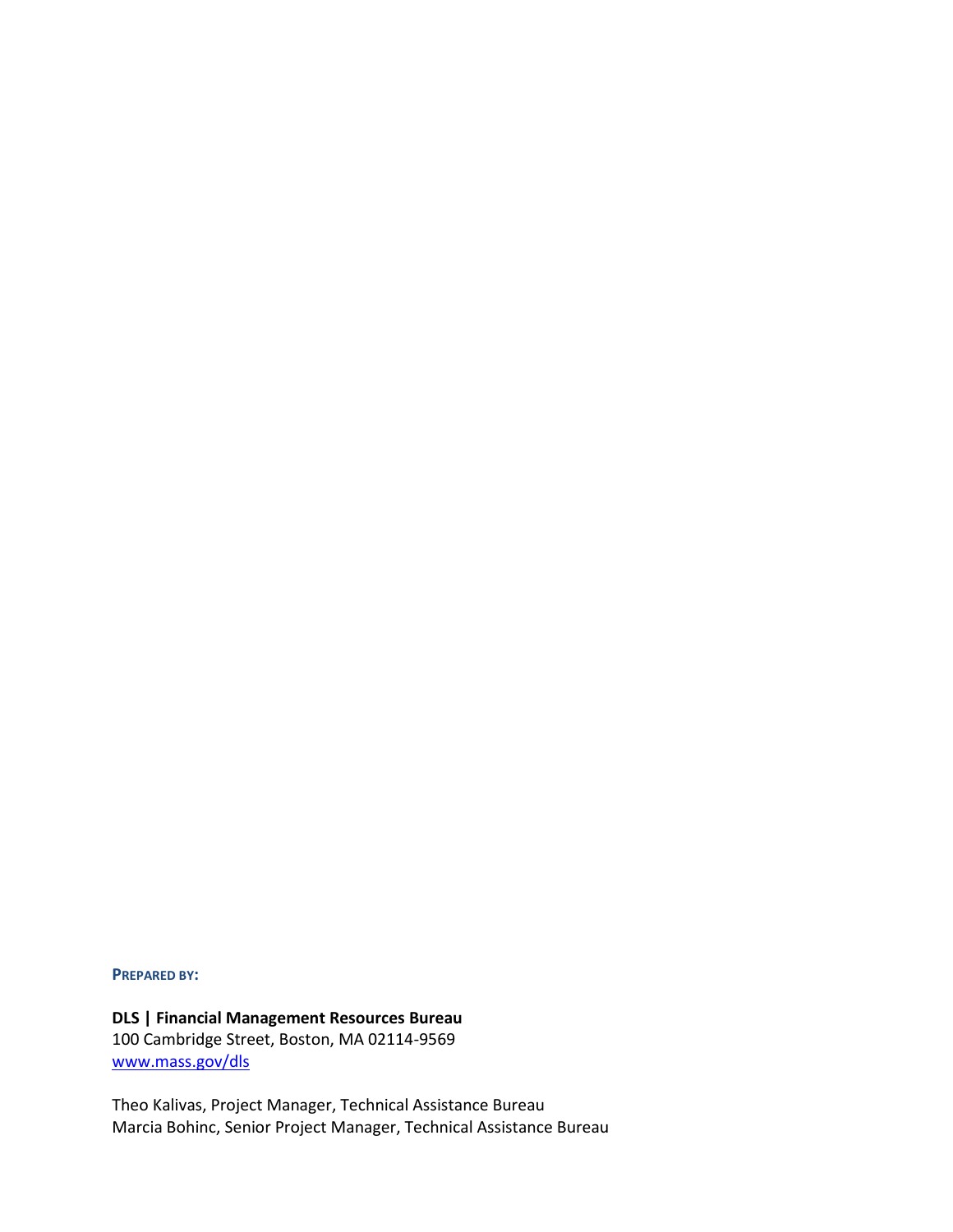**PREPARED BY:**

**DLS | Financial Management Resources Bureau**
100 Cambridge Street, Boston, MA 02114-9569
www.mass.gov/dls

Theo Kalivas, Project Manager, Technical Assistance Bureau
Marcia Bohinc, Senior Project Manager, Technical Assistance Bureau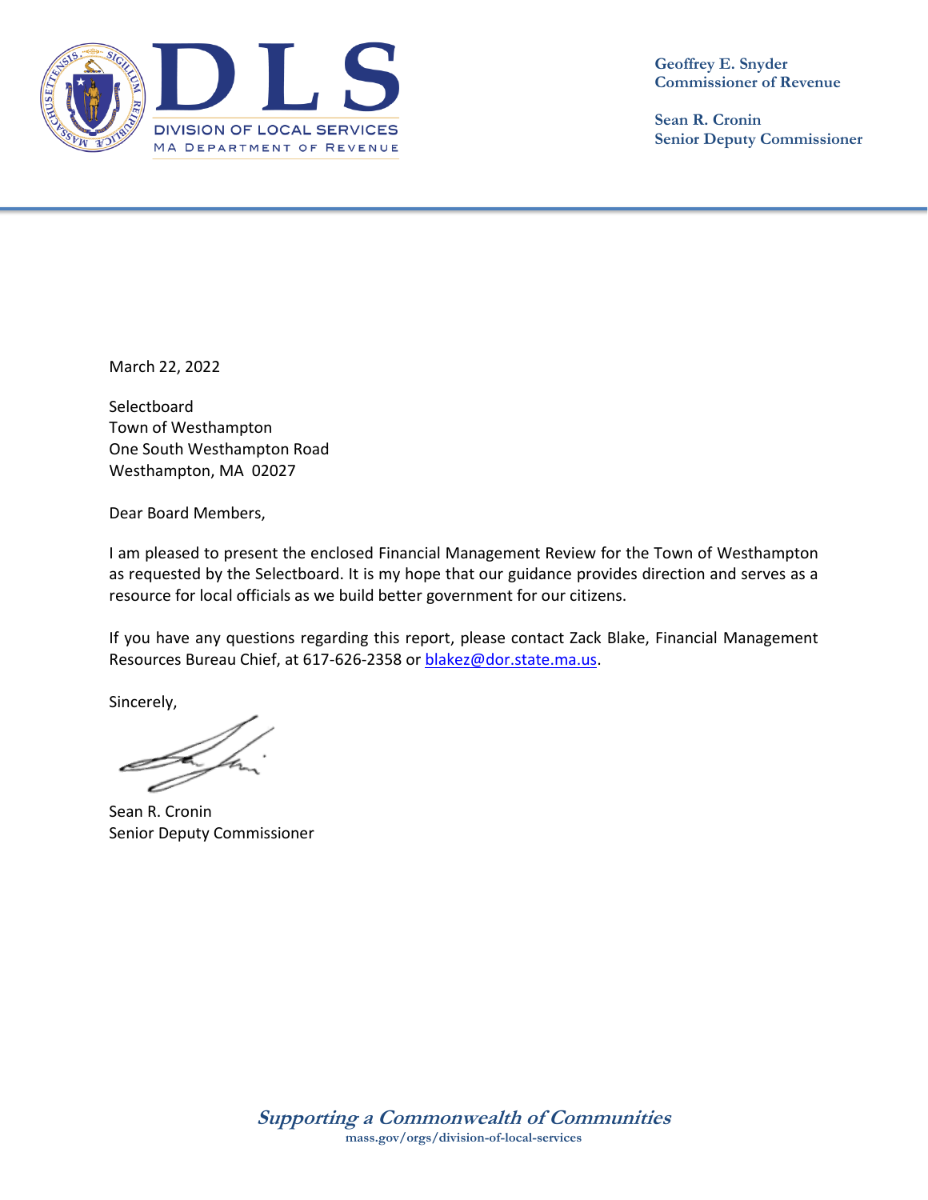**Geoffrey E. Snyder**
**Commissioner of Revenue**

**Sean R. Cronin**
**Senior Deputy Commissioner**

March 22, 2022

Selectboard
Town of Westhampton
One South Westhampton Road
Westhampton, MA 02027

Dear Board Members,

I am pleased to present the enclosed Financial Management Review for the Town of Westhampton as requested by the Selectboard. It is my hope that our guidance provides direction and serves as a resource for local officials as we build better government for our citizens.

If you have any questions regarding this report, please contact Zack Blake, Financial Management Resources Bureau Chief, at 617-626-2358 or blakez@dor.state.ma.us.

Sincerely,

Sean R. Cronin
Senior Deputy Commissioner

*Supporting a Commonwealth of Communities*
mass.gov/orgs/division-of-local-services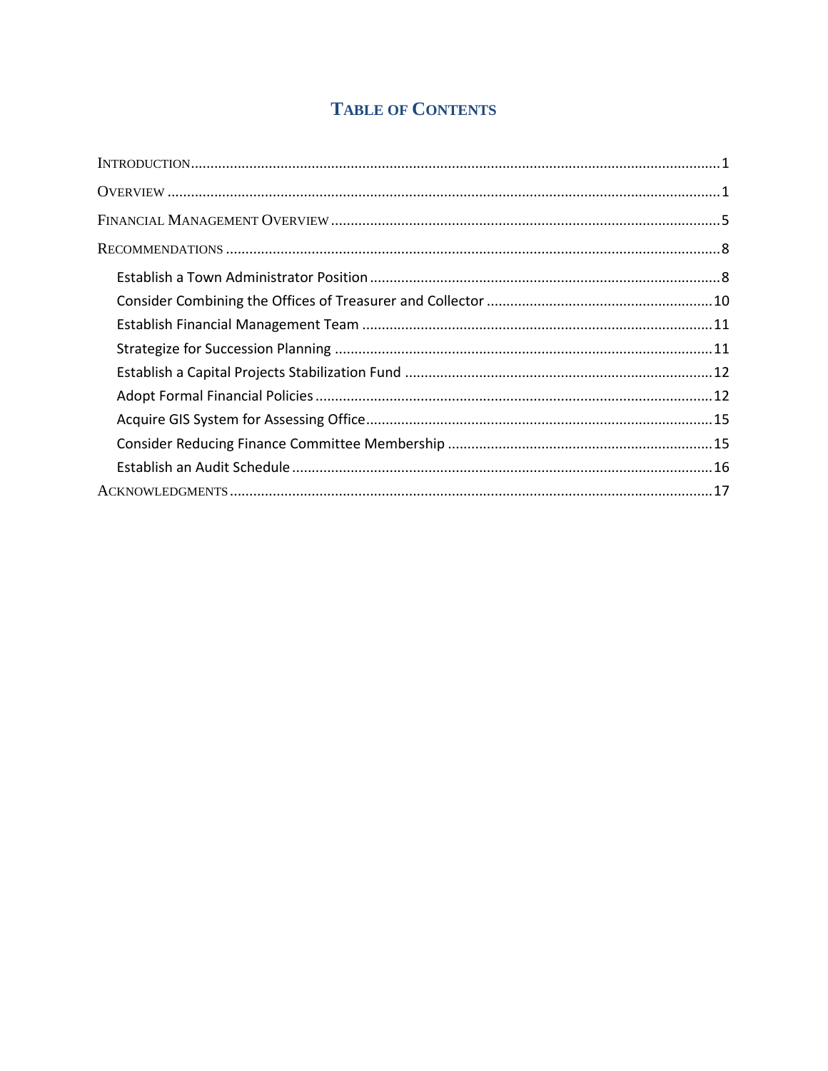# TABLE OF CONTENTS

INTRODUCTION ........................................................................................................ 1

OVERVIEW ........................................................................................................ 1

FINANCIAL MANAGEMENT OVERVIEW ........................................................................................................ 5

RECOMMENDATIONS ........................................................................................................ 8

- Establish a Town Administrator Position ........................................................................................................ 8
- Consider Combining the Offices of Treasurer and Collector ........................................................................................................ 10
- Establish Financial Management Team ........................................................................................................ 11
- Strategize for Succession Planning ........................................................................................................ 11
- Establish a Capital Projects Stabilization Fund ........................................................................................................ 12
- Adopt Formal Financial Policies ........................................................................................................ 12
- Acquire GIS System for Assessing Office ........................................................................................................ 15
- Consider Reducing Finance Committee Membership ........................................................................................................ 15
- Establish an Audit Schedule ........................................................................................................ 16

ACKNOWLEDGMENTS ........................................................................................................ 17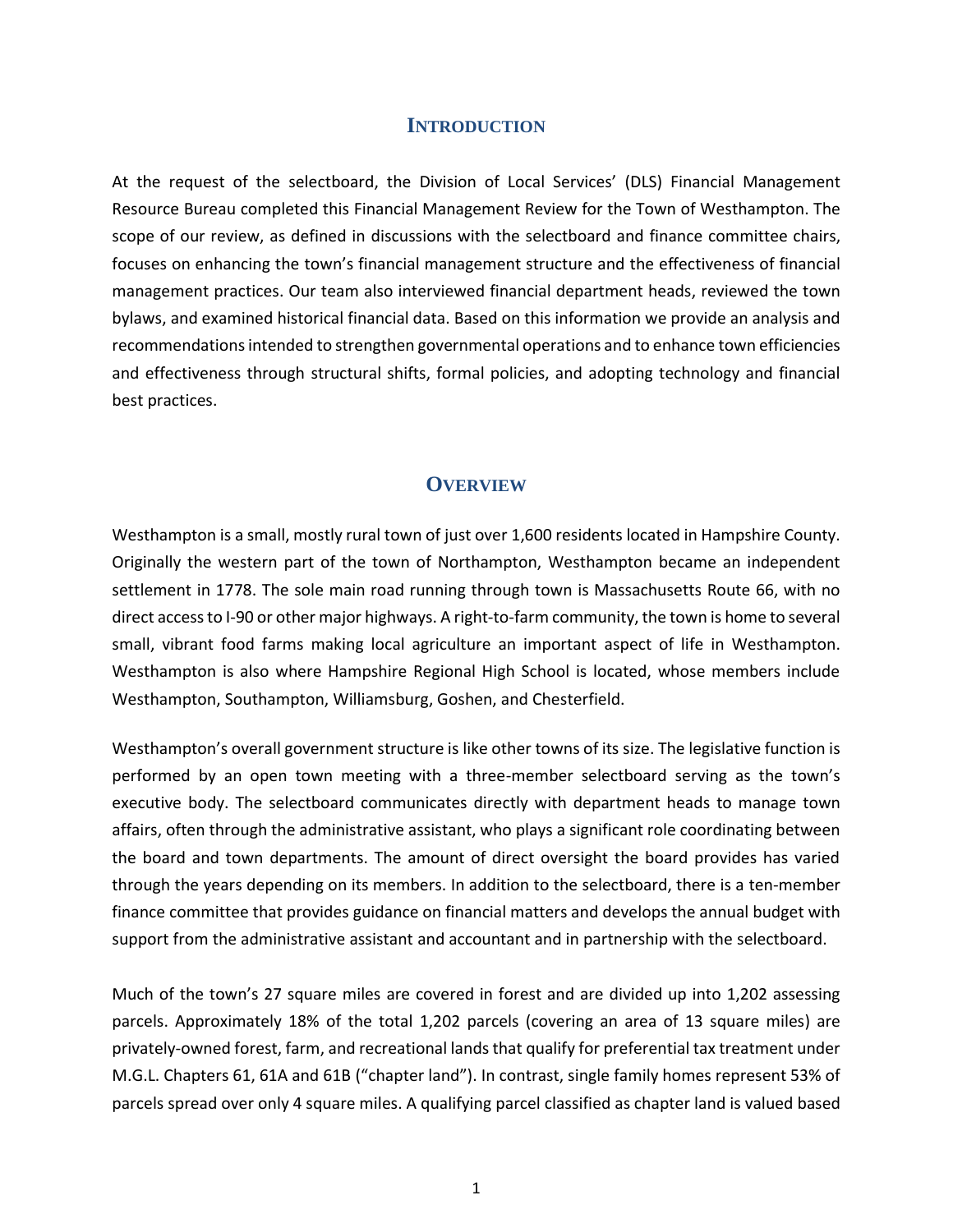## Introduction

At the request of the selectboard, the Division of Local Services' (DLS) Financial Management Resource Bureau completed this Financial Management Review for the Town of Westhampton. The scope of our review, as defined in discussions with the selectboard and finance committee chairs, focuses on enhancing the town's financial management structure and the effectiveness of financial management practices. Our team also interviewed financial department heads, reviewed the town bylaws, and examined historical financial data. Based on this information we provide an analysis and recommendations intended to strengthen governmental operations and to enhance town efficiencies and effectiveness through structural shifts, formal policies, and adopting technology and financial best practices.

## Overview

Westhampton is a small, mostly rural town of just over 1,600 residents located in Hampshire County. Originally the western part of the town of Northampton, Westhampton became an independent settlement in 1778. The sole main road running through town is Massachusetts Route 66, with no direct access to I-90 or other major highways. A right-to-farm community, the town is home to several small, vibrant food farms making local agriculture an important aspect of life in Westhampton. Westhampton is also where Hampshire Regional High School is located, whose members include Westhampton, Southampton, Williamsburg, Goshen, and Chesterfield.

Westhampton's overall government structure is like other towns of its size. The legislative function is performed by an open town meeting with a three-member selectboard serving as the town's executive body. The selectboard communicates directly with department heads to manage town affairs, often through the administrative assistant, who plays a significant role coordinating between the board and town departments. The amount of direct oversight the board provides has varied through the years depending on its members. In addition to the selectboard, there is a ten-member finance committee that provides guidance on financial matters and develops the annual budget with support from the administrative assistant and accountant and in partnership with the selectboard.

Much of the town's 27 square miles are covered in forest and are divided up into 1,202 assessing parcels. Approximately 18% of the total 1,202 parcels (covering an area of 13 square miles) are privately-owned forest, farm, and recreational lands that qualify for preferential tax treatment under M.G.L. Chapters 61, 61A and 61B ("chapter land"). In contrast, single family homes represent 53% of parcels spread over only 4 square miles. A qualifying parcel classified as chapter land is valued based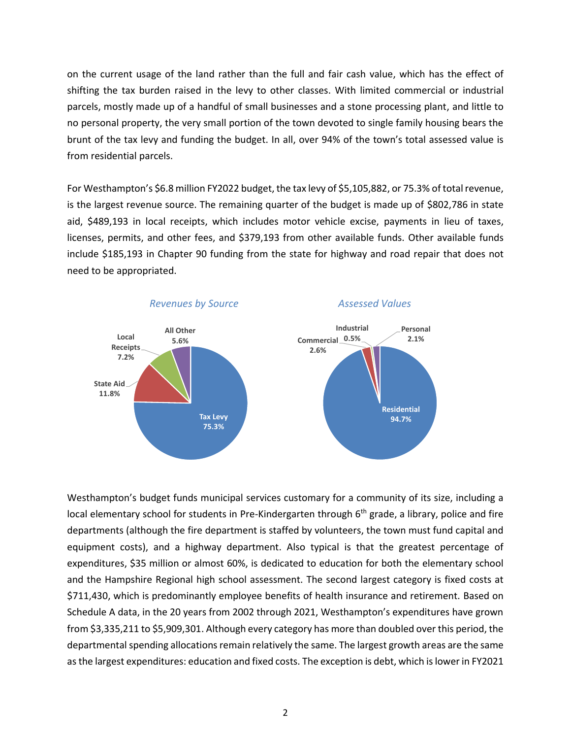on the current usage of the land rather than the full and fair cash value, which has the effect of shifting the tax burden raised in the levy to other classes. With limited commercial or industrial parcels, mostly made up of a handful of small businesses and a stone processing plant, and little to no personal property, the very small portion of the town devoted to single family housing bears the brunt of the tax levy and funding the budget. In all, over 94% of the town's total assessed value is from residential parcels.

For Westhampton's $6.8 million FY2022 budget, the tax levy of $5,105,882, or 75.3% of total revenue, is the largest revenue source. The remaining quarter of the budget is made up of $802,786 in state aid, $489,193 in local receipts, which includes motor vehicle excise, payments in lieu of taxes, licenses, permits, and other fees, and $379,193 from other available funds. Other available funds include $185,193 in Chapter 90 funding from the state for highway and road repair that does not need to be appropriated.

*Revenues by Source*

| Source | Percent |
|---|---|
| Tax Levy | 75.3% |
| State Aid | 11.8% |
| Local Receipts | 7.2% |
| All Other | 5.6% |

*Assessed Values*

| Class | Percent |
|---|---|
| Residential | 94.7% |
| Commercial | 2.6% |
| Industrial | 0.5% |
| Personal | 2.1% |

Westhampton's budget funds municipal services customary for a community of its size, including a local elementary school for students in Pre-Kindergarten through 6th grade, a library, police and fire departments (although the fire department is staffed by volunteers, the town must fund capital and equipment costs), and a highway department. Also typical is that the greatest percentage of expenditures, $35 million or almost 60%, is dedicated to education for both the elementary school and the Hampshire Regional high school assessment. The second largest category is fixed costs at $711,430, which is predominantly employee benefits of health insurance and retirement. Based on Schedule A data, in the 20 years from 2002 through 2021, Westhampton's expenditures have grown from $3,335,211 to $5,909,301. Although every category has more than doubled over this period, the departmental spending allocations remain relatively the same. The largest growth areas are the same as the largest expenditures: education and fixed costs. The exception is debt, which is lower in FY2021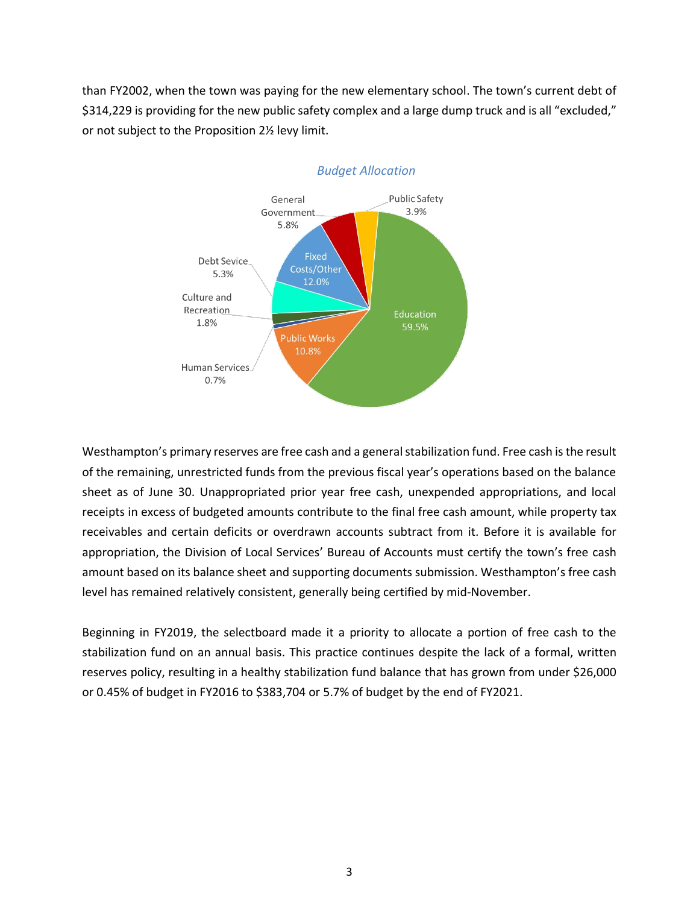than FY2002, when the town was paying for the new elementary school. The town's current debt of $314,229 is providing for the new public safety complex and a large dump truck and is all "excluded," or not subject to the Proposition 2½ levy limit.

*Budget Allocation*

| Category | Share |
|---|---|
| Education | 59.5% |
| Fixed Costs/Other | 12.0% |
| Public Works | 10.8% |
| General Government | 5.8% |
| Debt Sevice | 5.3% |
| Public Safety | 3.9% |
| Culture and Recreation | 1.8% |
| Human Services | 0.7% |

Westhampton's primary reserves are free cash and a general stabilization fund. Free cash is the result of the remaining, unrestricted funds from the previous fiscal year's operations based on the balance sheet as of June 30. Unappropriated prior year free cash, unexpended appropriations, and local receipts in excess of budgeted amounts contribute to the final free cash amount, while property tax receivables and certain deficits or overdrawn accounts subtract from it. Before it is available for appropriation, the Division of Local Services' Bureau of Accounts must certify the town's free cash amount based on its balance sheet and supporting documents submission. Westhampton's free cash level has remained relatively consistent, generally being certified by mid-November.

Beginning in FY2019, the selectboard made it a priority to allocate a portion of free cash to the stabilization fund on an annual basis. This practice continues despite the lack of a formal, written reserves policy, resulting in a healthy stabilization fund balance that has grown from under $26,000 or 0.45% of budget in FY2016 to $383,704 or 5.7% of budget by the end of FY2021.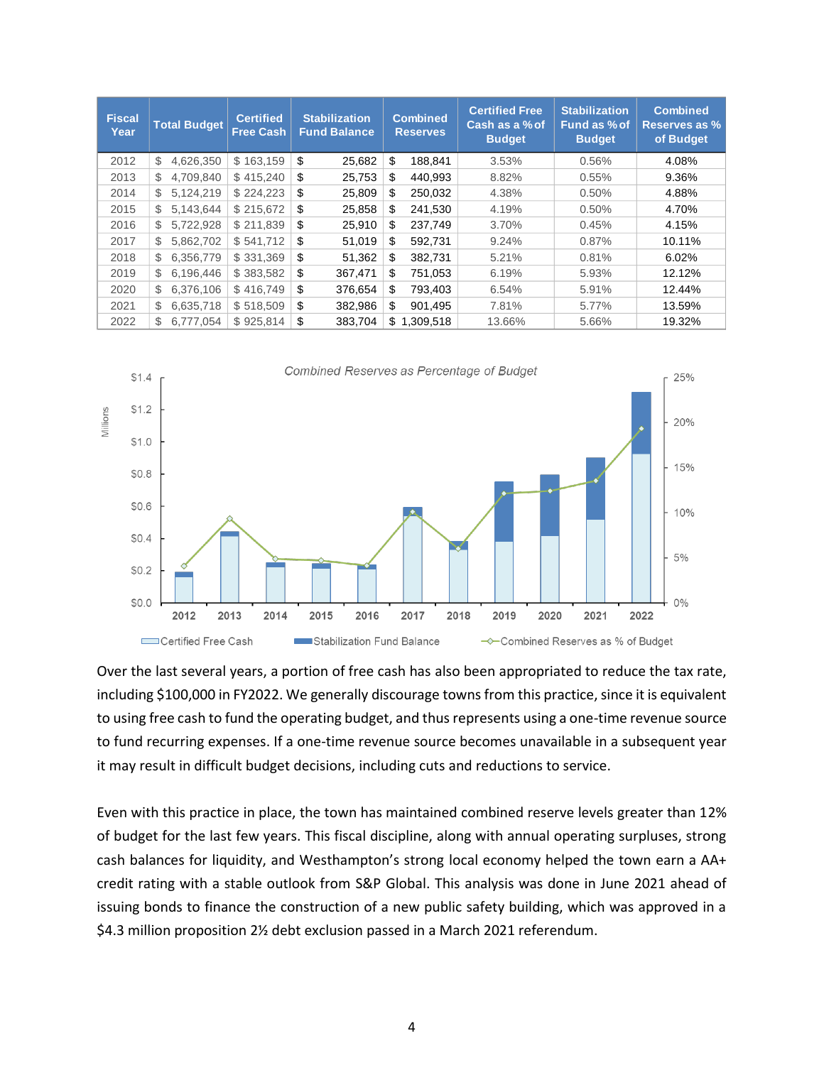| Fiscal Year | Total Budget | Certified Free Cash | Stabilization Fund Balance | Combined Reserves | Certified Free Cash as a % of Budget | Stabilization Fund as % of Budget | Combined Reserves as % of Budget |
|---|---|---|---|---|---|---|---|
| 2012 | $ 4,626,350 | $ 163,159 | $ 25,682 | $ 188,841 | 3.53% | 0.56% | 4.08% |
| 2013 | $ 4,709,840 | $ 415,240 | $ 25,753 | $ 440,993 | 8.82% | 0.55% | 9.36% |
| 2014 | $ 5,124,219 | $ 224,223 | $ 25,809 | $ 250,032 | 4.38% | 0.50% | 4.88% |
| 2015 | $ 5,143,644 | $ 215,672 | $ 25,858 | $ 241,530 | 4.19% | 0.50% | 4.70% |
| 2016 | $ 5,722,928 | $ 211,839 | $ 25,910 | $ 237,749 | 3.70% | 0.45% | 4.15% |
| 2017 | $ 5,862,702 | $ 541,712 | $ 51,019 | $ 592,731 | 9.24% | 0.87% | 10.11% |
| 2018 | $ 6,356,779 | $ 331,369 | $ 51,362 | $ 382,731 | 5.21% | 0.81% | 6.02% |
| 2019 | $ 6,196,446 | $ 383,582 | $ 367,471 | $ 751,053 | 6.19% | 5.93% | 12.12% |
| 2020 | $ 6,376,106 | $ 416,749 | $ 376,654 | $ 793,403 | 6.54% | 5.91% | 12.44% |
| 2021 | $ 6,635,718 | $ 518,509 | $ 382,986 | $ 901,495 | 7.81% | 5.77% | 13.59% |
| 2022 | $ 6,777,054 | $ 925,814 | $ 383,704 | $ 1,309,518 | 13.66% | 5.66% | 19.32% |

*Combined Reserves as Percentage of Budget*

Over the last several years, a portion of free cash has also been appropriated to reduce the tax rate, including $100,000 in FY2022. We generally discourage towns from this practice, since it is equivalent to using free cash to fund the operating budget, and thus represents using a one-time revenue source to fund recurring expenses. If a one-time revenue source becomes unavailable in a subsequent year it may result in difficult budget decisions, including cuts and reductions to service.

Even with this practice in place, the town has maintained combined reserve levels greater than 12% of budget for the last few years. This fiscal discipline, along with annual operating surpluses, strong cash balances for liquidity, and Westhampton's strong local economy helped the town earn a AA+ credit rating with a stable outlook from S&P Global. This analysis was done in June 2021 ahead of issuing bonds to finance the construction of a new public safety building, which was approved in a $4.3 million proposition 2½ debt exclusion passed in a March 2021 referendum.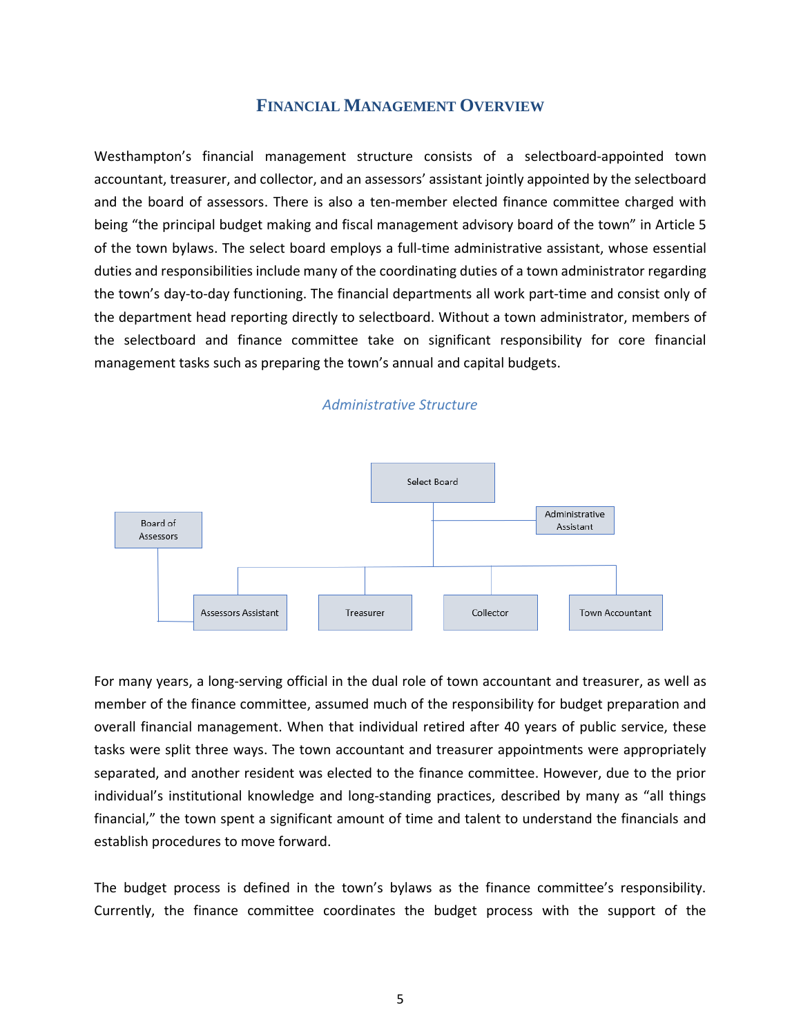## Financial Management Overview

Westhampton's financial management structure consists of a selectboard-appointed town accountant, treasurer, and collector, and an assessors' assistant jointly appointed by the selectboard and the board of assessors. There is also a ten-member elected finance committee charged with being "the principal budget making and fiscal management advisory board of the town" in Article 5 of the town bylaws. The select board employs a full-time administrative assistant, whose essential duties and responsibilities include many of the coordinating duties of a town administrator regarding the town's day-to-day functioning. The financial departments all work part-time and consist only of the department head reporting directly to selectboard. Without a town administrator, members of the selectboard and finance committee take on significant responsibility for core financial management tasks such as preparing the town's annual and capital budgets.

*Administrative Structure*

Select Board

Administrative Assistant

Board of Assessors

Assessors Assistant | Treasurer | Collector | Town Accountant

For many years, a long-serving official in the dual role of town accountant and treasurer, as well as member of the finance committee, assumed much of the responsibility for budget preparation and overall financial management. When that individual retired after 40 years of public service, these tasks were split three ways. The town accountant and treasurer appointments were appropriately separated, and another resident was elected to the finance committee. However, due to the prior individual's institutional knowledge and long-standing practices, described by many as "all things financial," the town spent a significant amount of time and talent to understand the financials and establish procedures to move forward.

The budget process is defined in the town's bylaws as the finance committee's responsibility. Currently, the finance committee coordinates the budget process with the support of the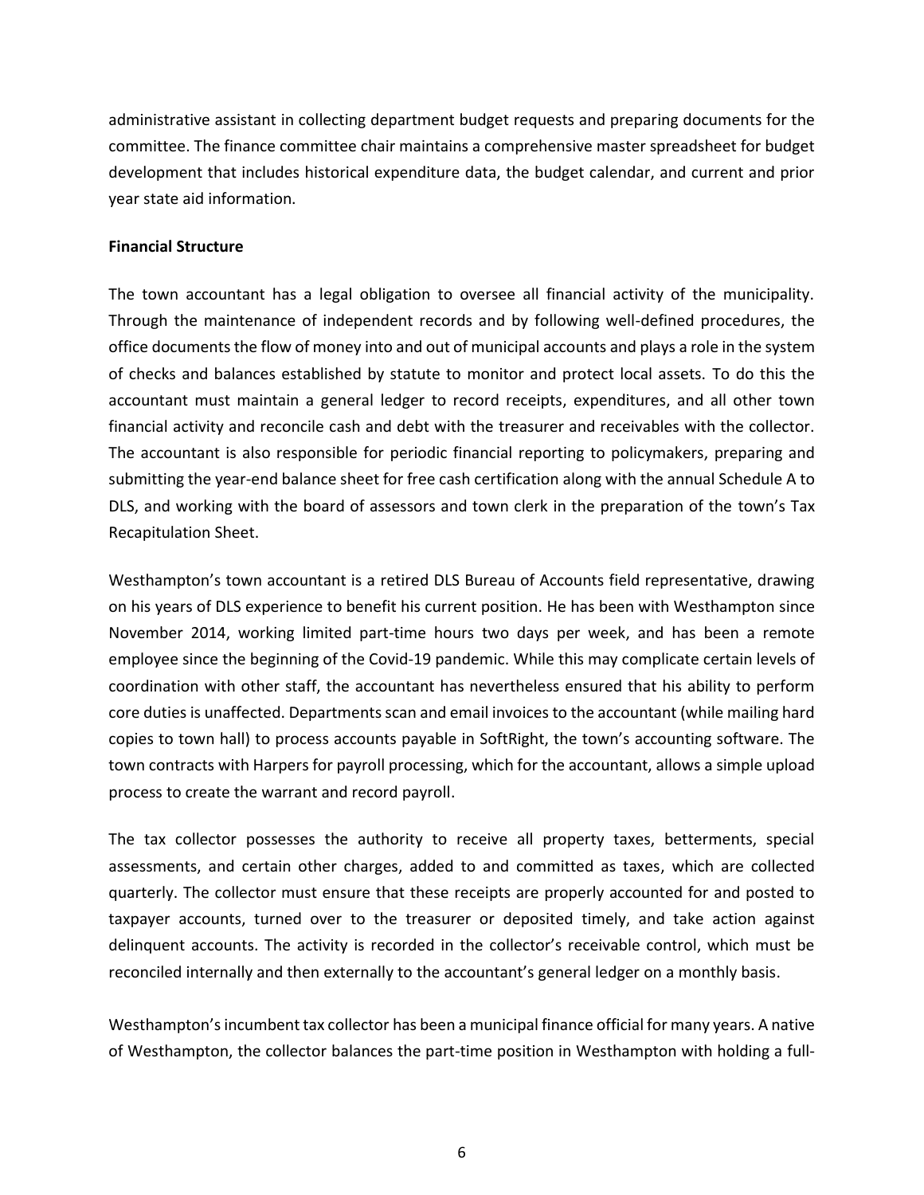administrative assistant in collecting department budget requests and preparing documents for the committee. The finance committee chair maintains a comprehensive master spreadsheet for budget development that includes historical expenditure data, the budget calendar, and current and prior year state aid information.

**Financial Structure**

The town accountant has a legal obligation to oversee all financial activity of the municipality. Through the maintenance of independent records and by following well-defined procedures, the office documents the flow of money into and out of municipal accounts and plays a role in the system of checks and balances established by statute to monitor and protect local assets. To do this the accountant must maintain a general ledger to record receipts, expenditures, and all other town financial activity and reconcile cash and debt with the treasurer and receivables with the collector. The accountant is also responsible for periodic financial reporting to policymakers, preparing and submitting the year-end balance sheet for free cash certification along with the annual Schedule A to DLS, and working with the board of assessors and town clerk in the preparation of the town's Tax Recapitulation Sheet.

Westhampton's town accountant is a retired DLS Bureau of Accounts field representative, drawing on his years of DLS experience to benefit his current position. He has been with Westhampton since November 2014, working limited part-time hours two days per week, and has been a remote employee since the beginning of the Covid-19 pandemic. While this may complicate certain levels of coordination with other staff, the accountant has nevertheless ensured that his ability to perform core duties is unaffected. Departments scan and email invoices to the accountant (while mailing hard copies to town hall) to process accounts payable in SoftRight, the town's accounting software. The town contracts with Harpers for payroll processing, which for the accountant, allows a simple upload process to create the warrant and record payroll.

The tax collector possesses the authority to receive all property taxes, betterments, special assessments, and certain other charges, added to and committed as taxes, which are collected quarterly. The collector must ensure that these receipts are properly accounted for and posted to taxpayer accounts, turned over to the treasurer or deposited timely, and take action against delinquent accounts. The activity is recorded in the collector's receivable control, which must be reconciled internally and then externally to the accountant's general ledger on a monthly basis.

Westhampton's incumbent tax collector has been a municipal finance official for many years. A native of Westhampton, the collector balances the part-time position in Westhampton with holding a full-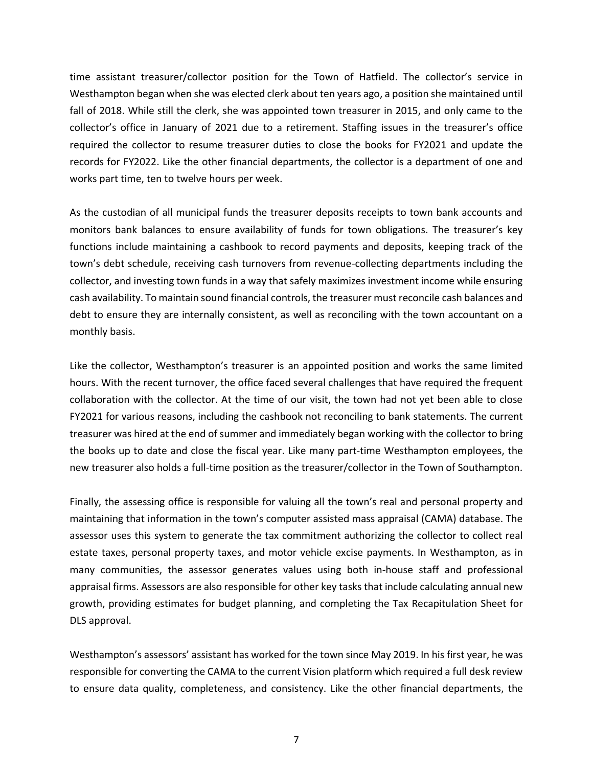time assistant treasurer/collector position for the Town of Hatfield. The collector's service in Westhampton began when she was elected clerk about ten years ago, a position she maintained until fall of 2018. While still the clerk, she was appointed town treasurer in 2015, and only came to the collector's office in January of 2021 due to a retirement. Staffing issues in the treasurer's office required the collector to resume treasurer duties to close the books for FY2021 and update the records for FY2022. Like the other financial departments, the collector is a department of one and works part time, ten to twelve hours per week.

As the custodian of all municipal funds the treasurer deposits receipts to town bank accounts and monitors bank balances to ensure availability of funds for town obligations. The treasurer's key functions include maintaining a cashbook to record payments and deposits, keeping track of the town's debt schedule, receiving cash turnovers from revenue-collecting departments including the collector, and investing town funds in a way that safely maximizes investment income while ensuring cash availability. To maintain sound financial controls, the treasurer must reconcile cash balances and debt to ensure they are internally consistent, as well as reconciling with the town accountant on a monthly basis.

Like the collector, Westhampton's treasurer is an appointed position and works the same limited hours. With the recent turnover, the office faced several challenges that have required the frequent collaboration with the collector. At the time of our visit, the town had not yet been able to close FY2021 for various reasons, including the cashbook not reconciling to bank statements. The current treasurer was hired at the end of summer and immediately began working with the collector to bring the books up to date and close the fiscal year. Like many part-time Westhampton employees, the new treasurer also holds a full-time position as the treasurer/collector in the Town of Southampton.

Finally, the assessing office is responsible for valuing all the town's real and personal property and maintaining that information in the town's computer assisted mass appraisal (CAMA) database. The assessor uses this system to generate the tax commitment authorizing the collector to collect real estate taxes, personal property taxes, and motor vehicle excise payments. In Westhampton, as in many communities, the assessor generates values using both in-house staff and professional appraisal firms. Assessors are also responsible for other key tasks that include calculating annual new growth, providing estimates for budget planning, and completing the Tax Recapitulation Sheet for DLS approval.

Westhampton's assessors' assistant has worked for the town since May 2019. In his first year, he was responsible for converting the CAMA to the current Vision platform which required a full desk review to ensure data quality, completeness, and consistency. Like the other financial departments, the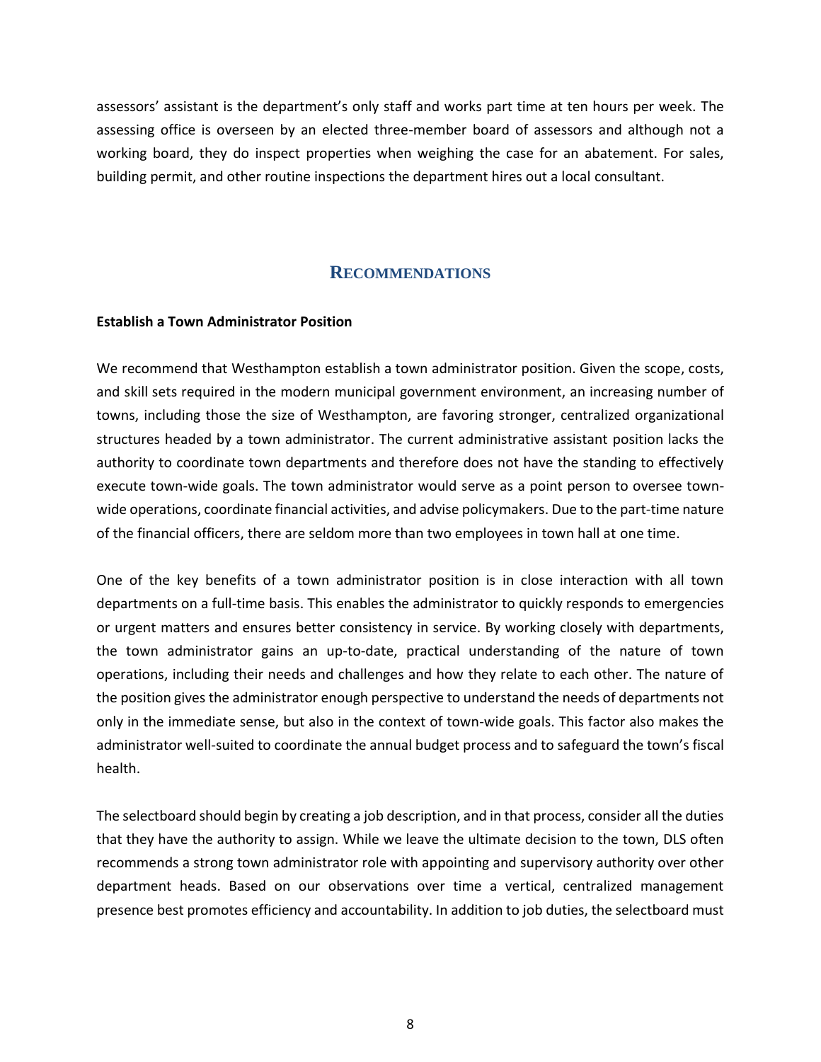assessors' assistant is the department's only staff and works part time at ten hours per week. The assessing office is overseen by an elected three-member board of assessors and although not a working board, they do inspect properties when weighing the case for an abatement. For sales, building permit, and other routine inspections the department hires out a local consultant.

## RECOMMENDATIONS

**Establish a Town Administrator Position**

We recommend that Westhampton establish a town administrator position. Given the scope, costs, and skill sets required in the modern municipal government environment, an increasing number of towns, including those the size of Westhampton, are favoring stronger, centralized organizational structures headed by a town administrator. The current administrative assistant position lacks the authority to coordinate town departments and therefore does not have the standing to effectively execute town-wide goals. The town administrator would serve as a point person to oversee town-wide operations, coordinate financial activities, and advise policymakers. Due to the part-time nature of the financial officers, there are seldom more than two employees in town hall at one time.

One of the key benefits of a town administrator position is in close interaction with all town departments on a full-time basis. This enables the administrator to quickly responds to emergencies or urgent matters and ensures better consistency in service. By working closely with departments, the town administrator gains an up-to-date, practical understanding of the nature of town operations, including their needs and challenges and how they relate to each other. The nature of the position gives the administrator enough perspective to understand the needs of departments not only in the immediate sense, but also in the context of town-wide goals. This factor also makes the administrator well-suited to coordinate the annual budget process and to safeguard the town's fiscal health.

The selectboard should begin by creating a job description, and in that process, consider all the duties that they have the authority to assign. While we leave the ultimate decision to the town, DLS often recommends a strong town administrator role with appointing and supervisory authority over other department heads. Based on our observations over time a vertical, centralized management presence best promotes efficiency and accountability. In addition to job duties, the selectboard must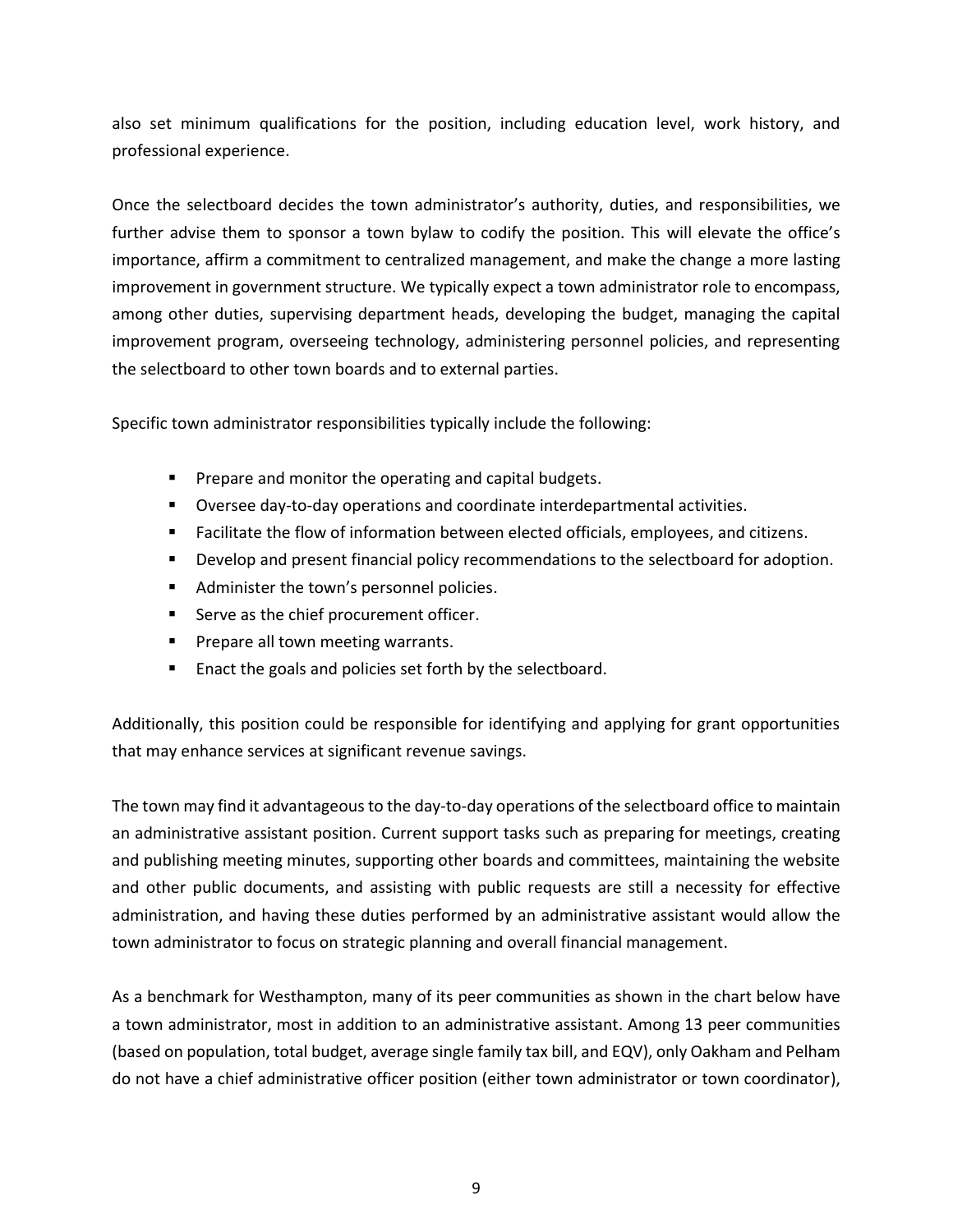also set minimum qualifications for the position, including education level, work history, and professional experience.

Once the selectboard decides the town administrator's authority, duties, and responsibilities, we further advise them to sponsor a town bylaw to codify the position. This will elevate the office's importance, affirm a commitment to centralized management, and make the change a more lasting improvement in government structure. We typically expect a town administrator role to encompass, among other duties, supervising department heads, developing the budget, managing the capital improvement program, overseeing technology, administering personnel policies, and representing the selectboard to other town boards and to external parties.

Specific town administrator responsibilities typically include the following:

- Prepare and monitor the operating and capital budgets.
- Oversee day-to-day operations and coordinate interdepartmental activities.
- Facilitate the flow of information between elected officials, employees, and citizens.
- Develop and present financial policy recommendations to the selectboard for adoption.
- Administer the town's personnel policies.
- Serve as the chief procurement officer.
- Prepare all town meeting warrants.
- Enact the goals and policies set forth by the selectboard.

Additionally, this position could be responsible for identifying and applying for grant opportunities that may enhance services at significant revenue savings.

The town may find it advantageous to the day-to-day operations of the selectboard office to maintain an administrative assistant position. Current support tasks such as preparing for meetings, creating and publishing meeting minutes, supporting other boards and committees, maintaining the website and other public documents, and assisting with public requests are still a necessity for effective administration, and having these duties performed by an administrative assistant would allow the town administrator to focus on strategic planning and overall financial management.

As a benchmark for Westhampton, many of its peer communities as shown in the chart below have a town administrator, most in addition to an administrative assistant. Among 13 peer communities (based on population, total budget, average single family tax bill, and EQV), only Oakham and Pelham do not have a chief administrative officer position (either town administrator or town coordinator),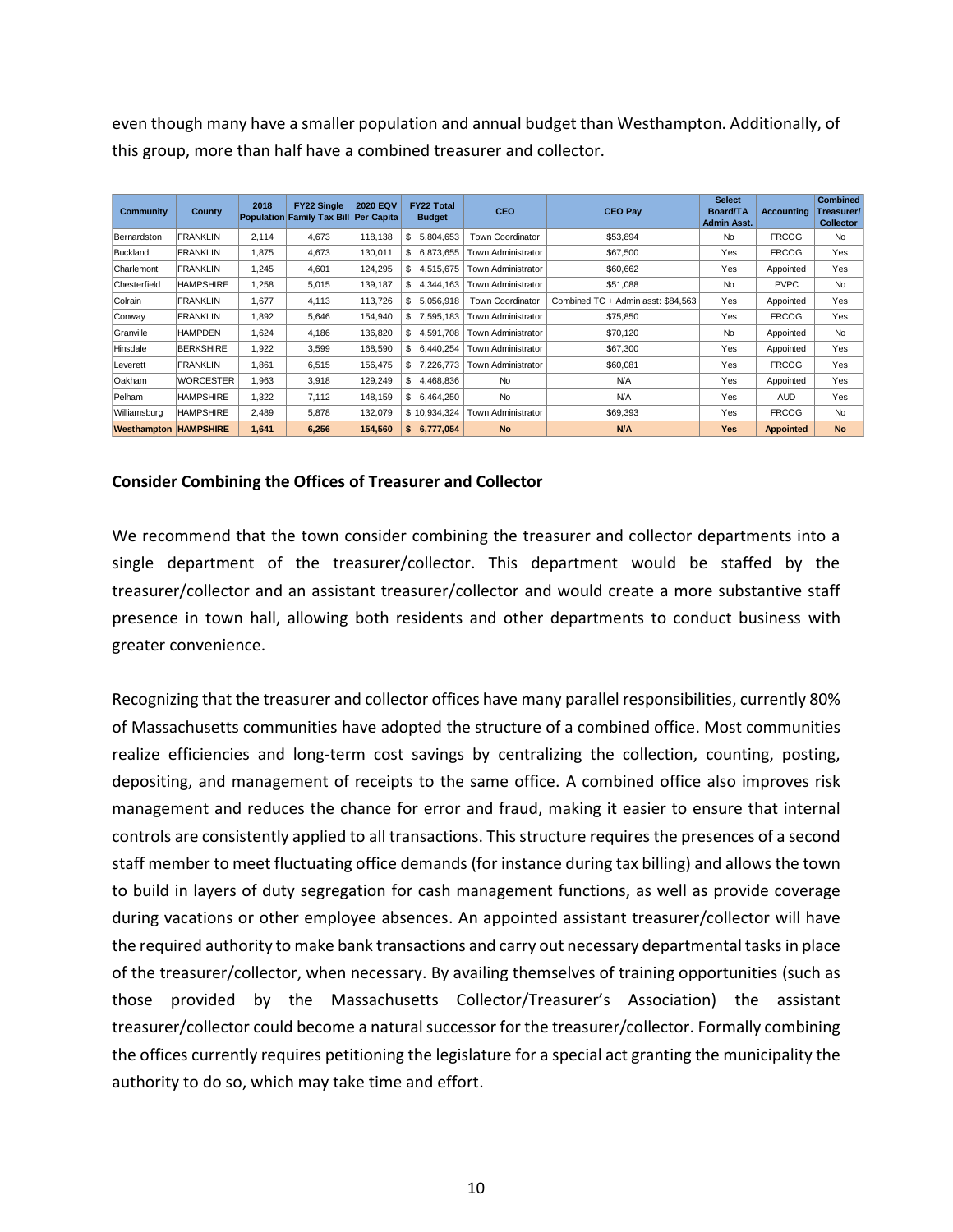even though many have a smaller population and annual budget than Westhampton. Additionally, of this group, more than half have a combined treasurer and collector.

| Community | County | 2018 Population | FY22 Single Family Tax Bill | 2020 EQV Per Capita | FY22 Total Budget | CEO | CEO Pay | Select Board/TA Admin Asst. | Accounting | Combined Treasurer/ Collector |
|---|---|---|---|---|---|---|---|---|---|---|
| Bernardston | FRANKLIN | 2,114 | 4,673 | 118,138 | $ 5,804,653 | Town Coordinator | $53,894 | No | FRCOG | No |
| Buckland | FRANKLIN | 1,875 | 4,673 | 130,011 | $ 6,873,655 | Town Administrator | $67,500 | Yes | FRCOG | Yes |
| Charlemont | FRANKLIN | 1,245 | 4,601 | 124,295 | $ 4,515,675 | Town Administrator | $60,662 | Yes | Appointed | Yes |
| Chesterfield | HAMPSHIRE | 1,258 | 5,015 | 139,187 | $ 4,344,163 | Town Administrator | $51,088 | No | PVPC | No |
| Colrain | FRANKLIN | 1,677 | 4,113 | 113,726 | $ 5,056,918 | Town Coordinator | Combined TC + Admin asst: $84,563 | Yes | Appointed | Yes |
| Conway | FRANKLIN | 1,892 | 5,646 | 154,940 | $ 7,595,183 | Town Administrator | $75,850 | Yes | FRCOG | Yes |
| Granville | HAMPDEN | 1,624 | 4,186 | 136,820 | $ 4,591,708 | Town Administrator | $70,120 | No | Appointed | No |
| Hinsdale | BERKSHIRE | 1,922 | 3,599 | 168,590 | $ 6,440,254 | Town Administrator | $67,300 | Yes | Appointed | Yes |
| Leverett | FRANKLIN | 1,861 | 6,515 | 156,475 | $ 7,226,773 | Town Administrator | $60,081 | Yes | FRCOG | Yes |
| Oakham | WORCESTER | 1,963 | 3,918 | 129,249 | $ 4,468,836 | No | N/A | Yes | Appointed | Yes |
| Pelham | HAMPSHIRE | 1,322 | 7,112 | 148,159 | $ 6,464,250 | No | N/A | Yes | AUD | Yes |
| Williamsburg | HAMPSHIRE | 2,489 | 5,878 | 132,079 | $ 10,934,324 | Town Administrator | $69,393 | Yes | FRCOG | No |
| **Westhampton** | **HAMPSHIRE** | **1,641** | **6,256** | **154,560** | **$ 6,777,054** | **No** | **N/A** | **Yes** | **Appointed** | **No** |

**Consider Combining the Offices of Treasurer and Collector**

We recommend that the town consider combining the treasurer and collector departments into a single department of the treasurer/collector. This department would be staffed by the treasurer/collector and an assistant treasurer/collector and would create a more substantive staff presence in town hall, allowing both residents and other departments to conduct business with greater convenience.

Recognizing that the treasurer and collector offices have many parallel responsibilities, currently 80% of Massachusetts communities have adopted the structure of a combined office. Most communities realize efficiencies and long-term cost savings by centralizing the collection, counting, posting, depositing, and management of receipts to the same office. A combined office also improves risk management and reduces the chance for error and fraud, making it easier to ensure that internal controls are consistently applied to all transactions. This structure requires the presences of a second staff member to meet fluctuating office demands (for instance during tax billing) and allows the town to build in layers of duty segregation for cash management functions, as well as provide coverage during vacations or other employee absences. An appointed assistant treasurer/collector will have the required authority to make bank transactions and carry out necessary departmental tasks in place of the treasurer/collector, when necessary. By availing themselves of training opportunities (such as those provided by the Massachusetts Collector/Treasurer's Association) the assistant treasurer/collector could become a natural successor for the treasurer/collector. Formally combining the offices currently requires petitioning the legislature for a special act granting the municipality the authority to do so, which may take time and effort.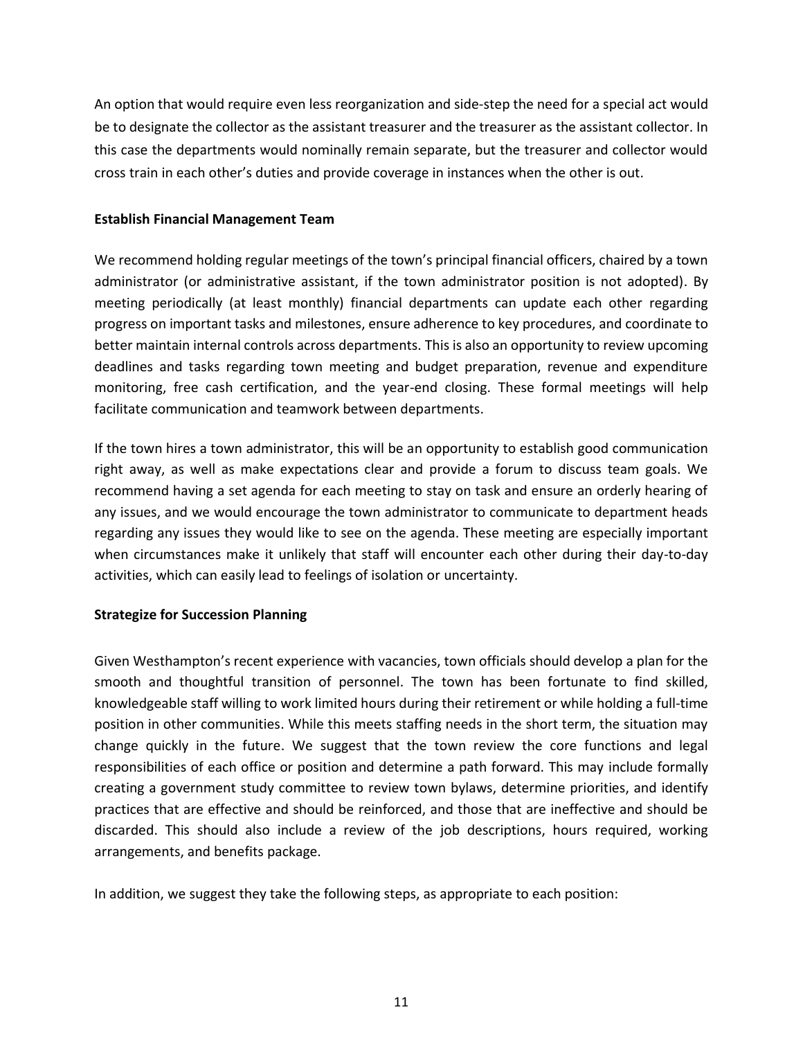An option that would require even less reorganization and side-step the need for a special act would be to designate the collector as the assistant treasurer and the treasurer as the assistant collector. In this case the departments would nominally remain separate, but the treasurer and collector would cross train in each other's duties and provide coverage in instances when the other is out.

**Establish Financial Management Team**

We recommend holding regular meetings of the town's principal financial officers, chaired by a town administrator (or administrative assistant, if the town administrator position is not adopted). By meeting periodically (at least monthly) financial departments can update each other regarding progress on important tasks and milestones, ensure adherence to key procedures, and coordinate to better maintain internal controls across departments. This is also an opportunity to review upcoming deadlines and tasks regarding town meeting and budget preparation, revenue and expenditure monitoring, free cash certification, and the year-end closing. These formal meetings will help facilitate communication and teamwork between departments.

If the town hires a town administrator, this will be an opportunity to establish good communication right away, as well as make expectations clear and provide a forum to discuss team goals. We recommend having a set agenda for each meeting to stay on task and ensure an orderly hearing of any issues, and we would encourage the town administrator to communicate to department heads regarding any issues they would like to see on the agenda. These meeting are especially important when circumstances make it unlikely that staff will encounter each other during their day-to-day activities, which can easily lead to feelings of isolation or uncertainty.

**Strategize for Succession Planning**

Given Westhampton's recent experience with vacancies, town officials should develop a plan for the smooth and thoughtful transition of personnel. The town has been fortunate to find skilled, knowledgeable staff willing to work limited hours during their retirement or while holding a full-time position in other communities. While this meets staffing needs in the short term, the situation may change quickly in the future. We suggest that the town review the core functions and legal responsibilities of each office or position and determine a path forward. This may include formally creating a government study committee to review town bylaws, determine priorities, and identify practices that are effective and should be reinforced, and those that are ineffective and should be discarded. This should also include a review of the job descriptions, hours required, working arrangements, and benefits package.

In addition, we suggest they take the following steps, as appropriate to each position: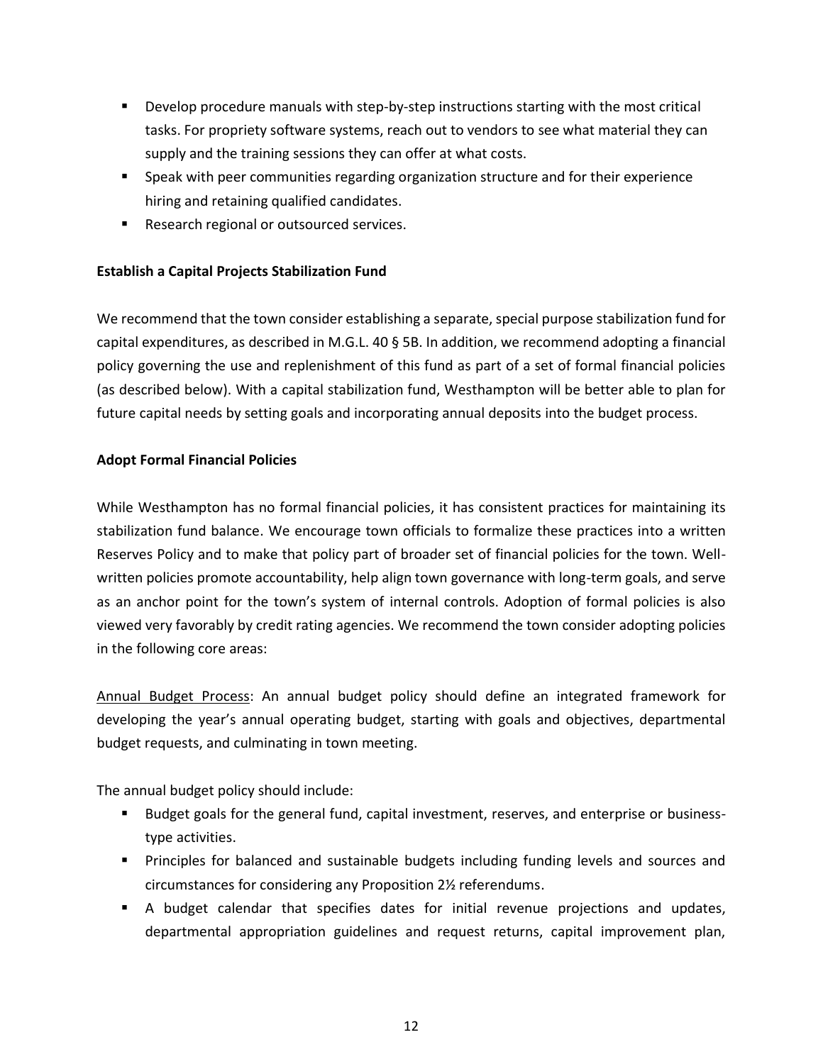- Develop procedure manuals with step-by-step instructions starting with the most critical tasks. For propriety software systems, reach out to vendors to see what material they can supply and the training sessions they can offer at what costs.
- Speak with peer communities regarding organization structure and for their experience hiring and retaining qualified candidates.
- Research regional or outsourced services.

**Establish a Capital Projects Stabilization Fund**

We recommend that the town consider establishing a separate, special purpose stabilization fund for capital expenditures, as described in M.G.L. 40 § 5B. In addition, we recommend adopting a financial policy governing the use and replenishment of this fund as part of a set of formal financial policies (as described below). With a capital stabilization fund, Westhampton will be better able to plan for future capital needs by setting goals and incorporating annual deposits into the budget process.

**Adopt Formal Financial Policies**

While Westhampton has no formal financial policies, it has consistent practices for maintaining its stabilization fund balance. We encourage town officials to formalize these practices into a written Reserves Policy and to make that policy part of broader set of financial policies for the town. Well-written policies promote accountability, help align town governance with long-term goals, and serve as an anchor point for the town's system of internal controls. Adoption of formal policies is also viewed very favorably by credit rating agencies. We recommend the town consider adopting policies in the following core areas:

<u>Annual Budget Process</u>: An annual budget policy should define an integrated framework for developing the year's annual operating budget, starting with goals and objectives, departmental budget requests, and culminating in town meeting.

The annual budget policy should include:

- Budget goals for the general fund, capital investment, reserves, and enterprise or business-type activities.
- Principles for balanced and sustainable budgets including funding levels and sources and circumstances for considering any Proposition 2½ referendums.
- A budget calendar that specifies dates for initial revenue projections and updates, departmental appropriation guidelines and request returns, capital improvement plan,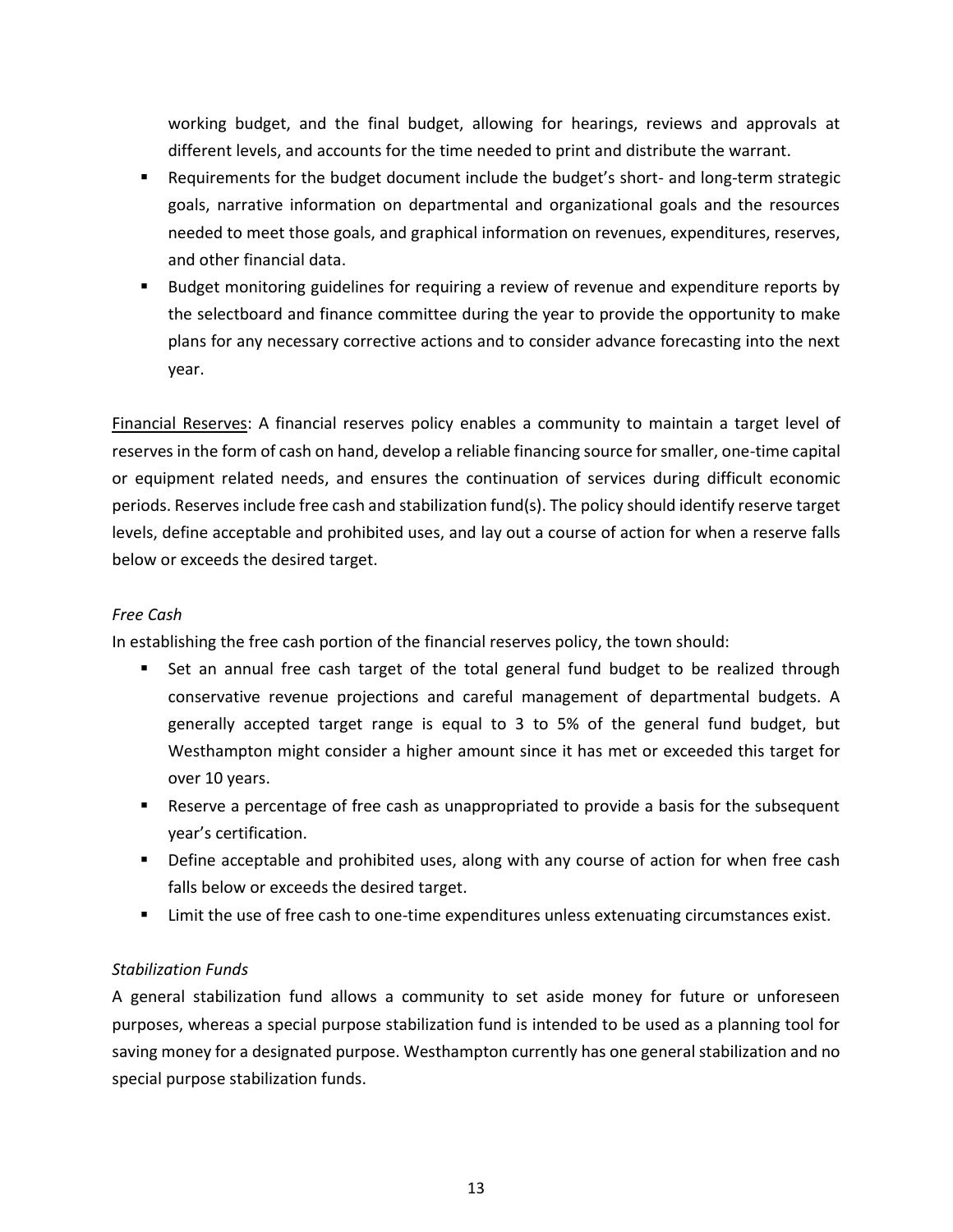working budget, and the final budget, allowing for hearings, reviews and approvals at different levels, and accounts for the time needed to print and distribute the warrant.

- Requirements for the budget document include the budget's short- and long-term strategic goals, narrative information on departmental and organizational goals and the resources needed to meet those goals, and graphical information on revenues, expenditures, reserves, and other financial data.
- Budget monitoring guidelines for requiring a review of revenue and expenditure reports by the selectboard and finance committee during the year to provide the opportunity to make plans for any necessary corrective actions and to consider advance forecasting into the next year.

<u>Financial Reserves</u>: A financial reserves policy enables a community to maintain a target level of reserves in the form of cash on hand, develop a reliable financing source for smaller, one-time capital or equipment related needs, and ensures the continuation of services during difficult economic periods. Reserves include free cash and stabilization fund(s). The policy should identify reserve target levels, define acceptable and prohibited uses, and lay out a course of action for when a reserve falls below or exceeds the desired target.

*Free Cash*

In establishing the free cash portion of the financial reserves policy, the town should:

- Set an annual free cash target of the total general fund budget to be realized through conservative revenue projections and careful management of departmental budgets. A generally accepted target range is equal to 3 to 5% of the general fund budget, but Westhampton might consider a higher amount since it has met or exceeded this target for over 10 years.
- Reserve a percentage of free cash as unappropriated to provide a basis for the subsequent year's certification.
- Define acceptable and prohibited uses, along with any course of action for when free cash falls below or exceeds the desired target.
- Limit the use of free cash to one-time expenditures unless extenuating circumstances exist.

*Stabilization Funds*

A general stabilization fund allows a community to set aside money for future or unforeseen purposes, whereas a special purpose stabilization fund is intended to be used as a planning tool for saving money for a designated purpose. Westhampton currently has one general stabilization and no special purpose stabilization funds.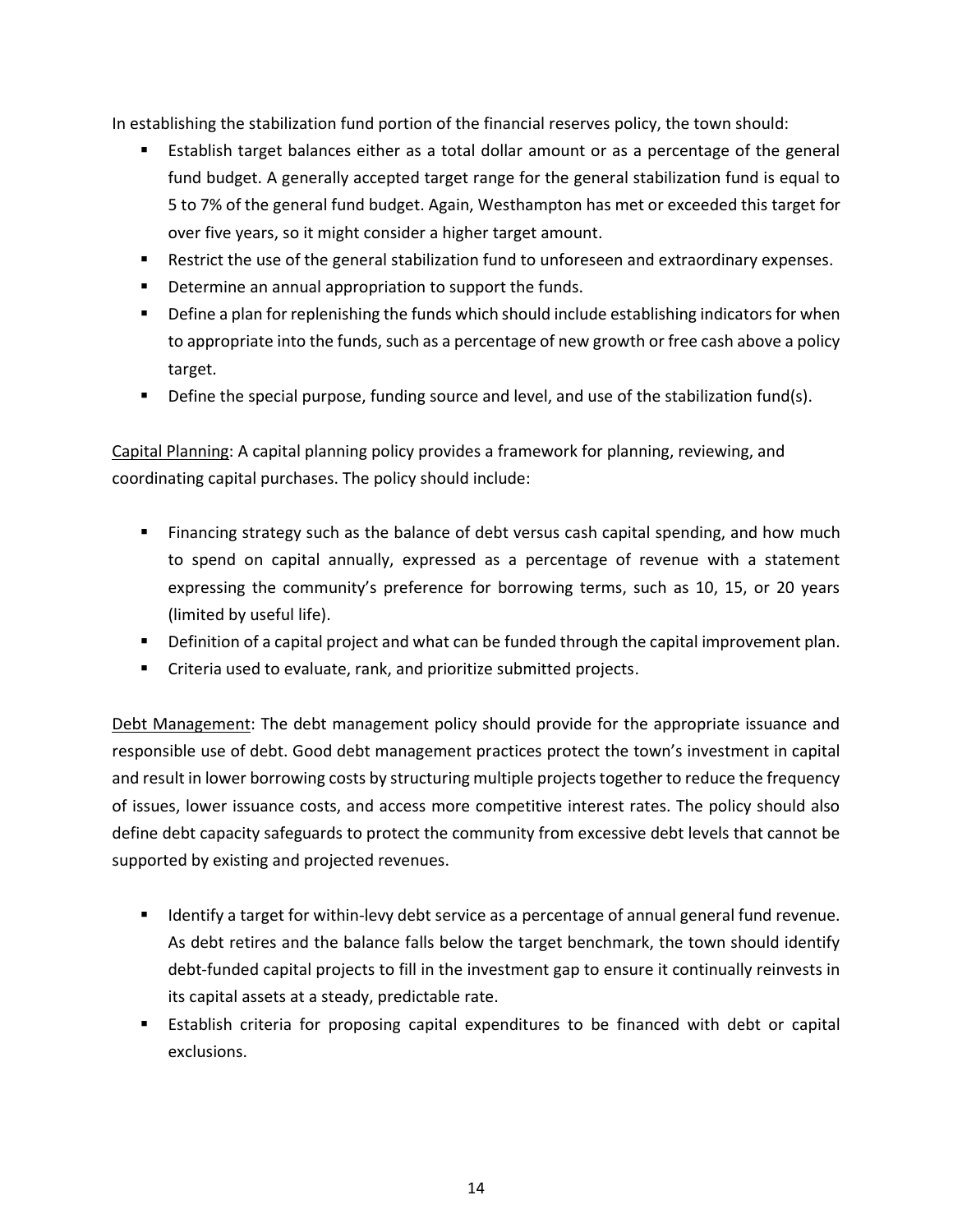In establishing the stabilization fund portion of the financial reserves policy, the town should:

- Establish target balances either as a total dollar amount or as a percentage of the general fund budget. A generally accepted target range for the general stabilization fund is equal to 5 to 7% of the general fund budget. Again, Westhampton has met or exceeded this target for over five years, so it might consider a higher target amount.
- Restrict the use of the general stabilization fund to unforeseen and extraordinary expenses.
- Determine an annual appropriation to support the funds.
- Define a plan for replenishing the funds which should include establishing indicators for when to appropriate into the funds, such as a percentage of new growth or free cash above a policy target.
- Define the special purpose, funding source and level, and use of the stabilization fund(s).

<u>Capital Planning</u>: A capital planning policy provides a framework for planning, reviewing, and coordinating capital purchases. The policy should include:

- Financing strategy such as the balance of debt versus cash capital spending, and how much to spend on capital annually, expressed as a percentage of revenue with a statement expressing the community's preference for borrowing terms, such as 10, 15, or 20 years (limited by useful life).
- Definition of a capital project and what can be funded through the capital improvement plan.
- Criteria used to evaluate, rank, and prioritize submitted projects.

<u>Debt Management</u>: The debt management policy should provide for the appropriate issuance and responsible use of debt. Good debt management practices protect the town's investment in capital and result in lower borrowing costs by structuring multiple projects together to reduce the frequency of issues, lower issuance costs, and access more competitive interest rates. The policy should also define debt capacity safeguards to protect the community from excessive debt levels that cannot be supported by existing and projected revenues.

- Identify a target for within-levy debt service as a percentage of annual general fund revenue. As debt retires and the balance falls below the target benchmark, the town should identify debt-funded capital projects to fill in the investment gap to ensure it continually reinvests in its capital assets at a steady, predictable rate.
- Establish criteria for proposing capital expenditures to be financed with debt or capital exclusions.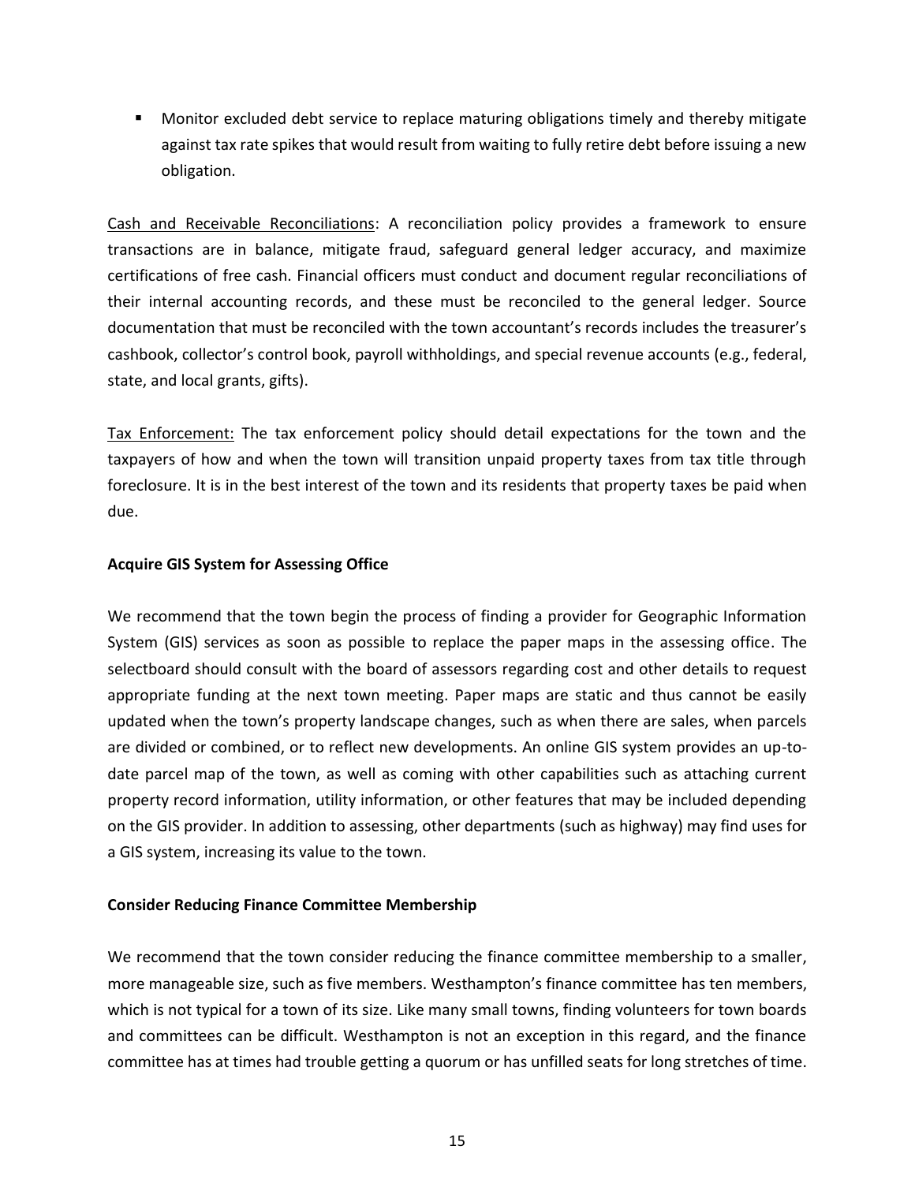- Monitor excluded debt service to replace maturing obligations timely and thereby mitigate against tax rate spikes that would result from waiting to fully retire debt before issuing a new obligation.

Cash and Receivable Reconciliations: A reconciliation policy provides a framework to ensure transactions are in balance, mitigate fraud, safeguard general ledger accuracy, and maximize certifications of free cash. Financial officers must conduct and document regular reconciliations of their internal accounting records, and these must be reconciled to the general ledger. Source documentation that must be reconciled with the town accountant's records includes the treasurer's cashbook, collector's control book, payroll withholdings, and special revenue accounts (e.g., federal, state, and local grants, gifts).

Tax Enforcement: The tax enforcement policy should detail expectations for the town and the taxpayers of how and when the town will transition unpaid property taxes from tax title through foreclosure. It is in the best interest of the town and its residents that property taxes be paid when due.

**Acquire GIS System for Assessing Office**

We recommend that the town begin the process of finding a provider for Geographic Information System (GIS) services as soon as possible to replace the paper maps in the assessing office. The selectboard should consult with the board of assessors regarding cost and other details to request appropriate funding at the next town meeting. Paper maps are static and thus cannot be easily updated when the town's property landscape changes, such as when there are sales, when parcels are divided or combined, or to reflect new developments. An online GIS system provides an up-to-date parcel map of the town, as well as coming with other capabilities such as attaching current property record information, utility information, or other features that may be included depending on the GIS provider. In addition to assessing, other departments (such as highway) may find uses for a GIS system, increasing its value to the town.

**Consider Reducing Finance Committee Membership**

We recommend that the town consider reducing the finance committee membership to a smaller, more manageable size, such as five members. Westhampton's finance committee has ten members, which is not typical for a town of its size. Like many small towns, finding volunteers for town boards and committees can be difficult. Westhampton is not an exception in this regard, and the finance committee has at times had trouble getting a quorum or has unfilled seats for long stretches of time.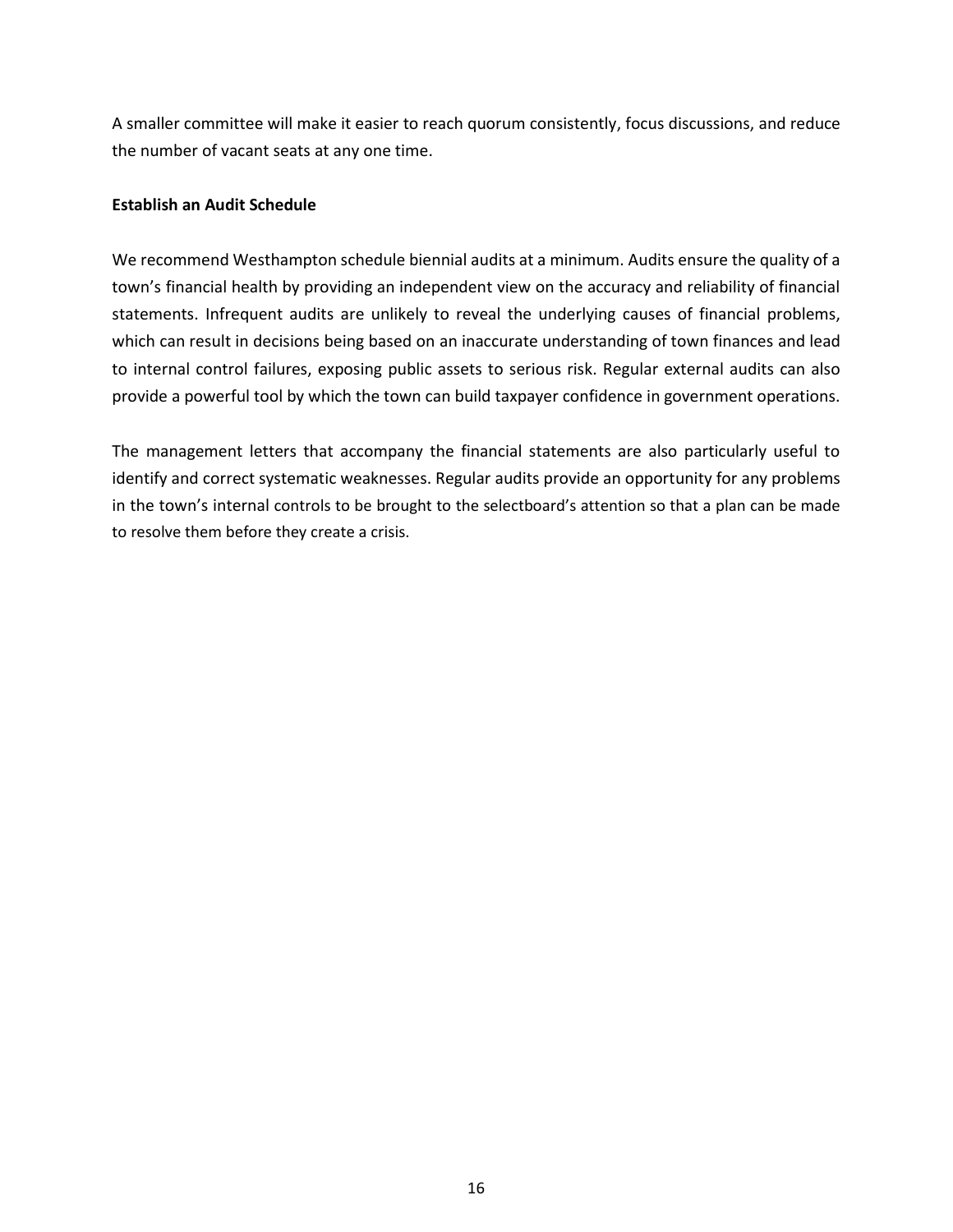A smaller committee will make it easier to reach quorum consistently, focus discussions, and reduce the number of vacant seats at any one time.

**Establish an Audit Schedule**

We recommend Westhampton schedule biennial audits at a minimum. Audits ensure the quality of a town's financial health by providing an independent view on the accuracy and reliability of financial statements. Infrequent audits are unlikely to reveal the underlying causes of financial problems, which can result in decisions being based on an inaccurate understanding of town finances and lead to internal control failures, exposing public assets to serious risk. Regular external audits can also provide a powerful tool by which the town can build taxpayer confidence in government operations.

The management letters that accompany the financial statements are also particularly useful to identify and correct systematic weaknesses. Regular audits provide an opportunity for any problems in the town's internal controls to be brought to the selectboard's attention so that a plan can be made to resolve them before they create a crisis.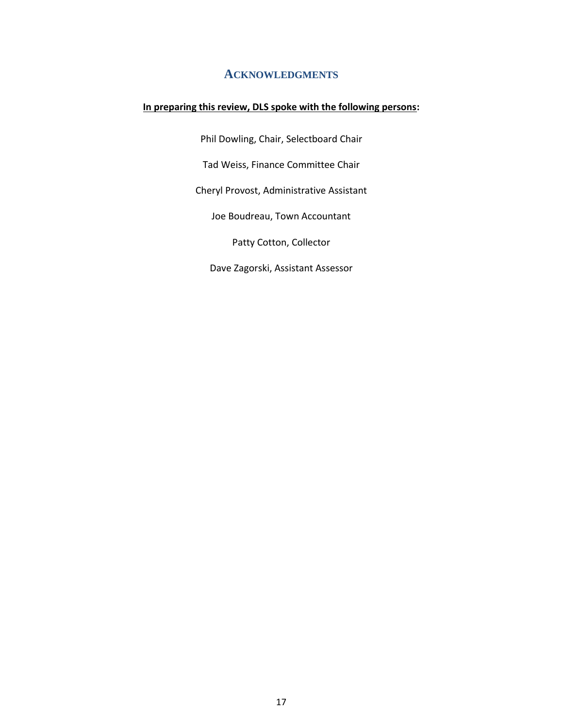## Acknowledgments

**In preparing this review, DLS spoke with the following persons:**

Phil Dowling, Chair, Selectboard Chair

Tad Weiss, Finance Committee Chair

Cheryl Provost, Administrative Assistant

Joe Boudreau, Town Accountant

Patty Cotton, Collector

Dave Zagorski, Assistant Assessor